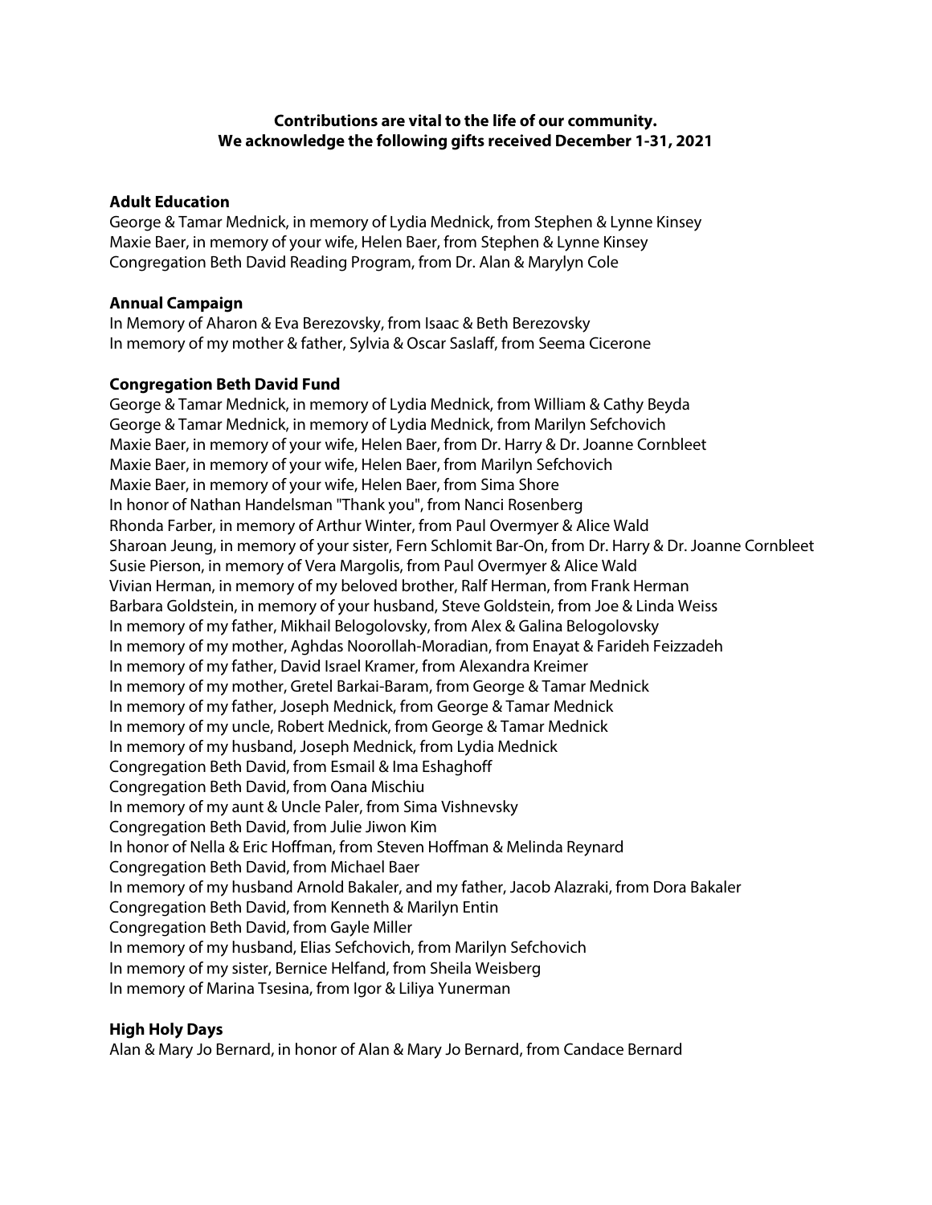**Contributions are vital to the life of our community.**
**We acknowledge the following gifts received December 1-31, 2021**

### Adult Education

George & Tamar Mednick, in memory of Lydia Mednick, from Stephen & Lynne Kinsey
Maxie Baer, in memory of your wife, Helen Baer, from Stephen & Lynne Kinsey
Congregation Beth David Reading Program, from Dr. Alan & Marylyn Cole

### Annual Campaign

In Memory of Aharon & Eva Berezovsky, from Isaac & Beth Berezovsky
In memory of my mother & father, Sylvia & Oscar Saslaff, from Seema Cicerone

### Congregation Beth David Fund

George & Tamar Mednick, in memory of Lydia Mednick, from William & Cathy Beyda
George & Tamar Mednick, in memory of Lydia Mednick, from Marilyn Sefchovich
Maxie Baer, in memory of your wife, Helen Baer, from Dr. Harry & Dr. Joanne Cornbleet
Maxie Baer, in memory of your wife, Helen Baer, from Marilyn Sefchovich
Maxie Baer, in memory of your wife, Helen Baer, from Sima Shore
In honor of Nathan Handelsman "Thank you", from Nanci Rosenberg
Rhonda Farber, in memory of Arthur Winter, from Paul Overmyer & Alice Wald
Sharoan Jeung, in memory of your sister, Fern Schlomit Bar-On, from Dr. Harry & Dr. Joanne Cornbleet
Susie Pierson, in memory of Vera Margolis, from Paul Overmyer & Alice Wald
Vivian Herman, in memory of my beloved brother, Ralf Herman, from Frank Herman
Barbara Goldstein, in memory of your husband, Steve Goldstein, from Joe & Linda Weiss
In memory of my father, Mikhail Belogolovsky, from Alex & Galina Belogolovsky
In memory of my mother, Aghdas Noorollah-Moradian, from Enayat & Farideh Feizzadeh
In memory of my father, David Israel Kramer, from Alexandra Kreimer
In memory of my mother, Gretel Barkai-Baram, from George & Tamar Mednick
In memory of my father, Joseph Mednick, from George & Tamar Mednick
In memory of my uncle, Robert Mednick, from George & Tamar Mednick
In memory of my husband, Joseph Mednick, from Lydia Mednick
Congregation Beth David, from Esmail & Ima Eshaghoff
Congregation Beth David, from Oana Mischiu
In memory of my aunt & Uncle Paler, from Sima Vishnevsky
Congregation Beth David, from Julie Jiwon Kim
In honor of Nella & Eric Hoffman, from Steven Hoffman & Melinda Reynard
Congregation Beth David, from Michael Baer
In memory of my husband Arnold Bakaler, and my father, Jacob Alazraki, from Dora Bakaler
Congregation Beth David, from Kenneth & Marilyn Entin
Congregation Beth David, from Gayle Miller
In memory of my husband, Elias Sefchovich, from Marilyn Sefchovich
In memory of my sister, Bernice Helfand, from Sheila Weisberg
In memory of Marina Tsesina, from Igor & Liliya Yunerman

### High Holy Days

Alan & Mary Jo Bernard, in honor of Alan & Mary Jo Bernard, from Candace Bernard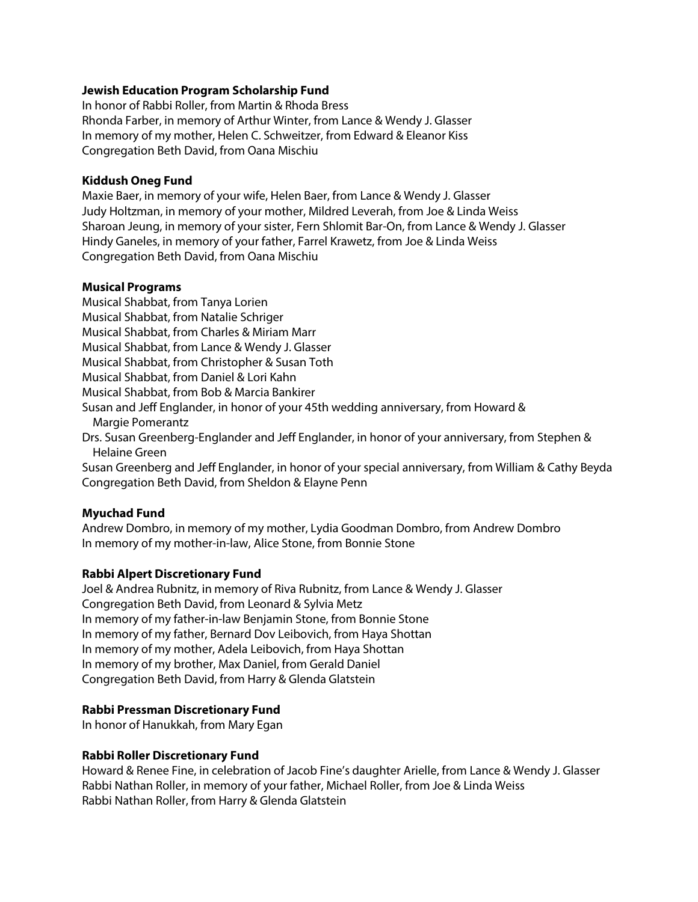**Jewish Education Program Scholarship Fund**

In honor of Rabbi Roller, from Martin & Rhoda Bress
Rhonda Farber, in memory of Arthur Winter, from Lance & Wendy J. Glasser
In memory of my mother, Helen C. Schweitzer, from Edward & Eleanor Kiss
Congregation Beth David, from Oana Mischiu

**Kiddush Oneg Fund**

Maxie Baer, in memory of your wife, Helen Baer, from Lance & Wendy J. Glasser
Judy Holtzman, in memory of your mother, Mildred Leverah, from Joe & Linda Weiss
Sharoan Jeung, in memory of your sister, Fern Shlomit Bar-On, from Lance & Wendy J. Glasser
Hindy Ganeles, in memory of your father, Farrel Krawetz, from Joe & Linda Weiss
Congregation Beth David, from Oana Mischiu

**Musical Programs**

Musical Shabbat, from Tanya Lorien
Musical Shabbat, from Natalie Schriger
Musical Shabbat, from Charles & Miriam Marr
Musical Shabbat, from Lance & Wendy J. Glasser
Musical Shabbat, from Christopher & Susan Toth
Musical Shabbat, from Daniel & Lori Kahn
Musical Shabbat, from Bob & Marcia Bankirer
Susan and Jeff Englander, in honor of your 45th wedding anniversary, from Howard & Margie Pomerantz
Drs. Susan Greenberg-Englander and Jeff Englander, in honor of your anniversary, from Stephen & Helaine Green
Susan Greenberg and Jeff Englander, in honor of your special anniversary, from William & Cathy Beyda
Congregation Beth David, from Sheldon & Elayne Penn

**Myuchad Fund**

Andrew Dombro, in memory of my mother, Lydia Goodman Dombro, from Andrew Dombro
In memory of my mother-in-law, Alice Stone, from Bonnie Stone

**Rabbi Alpert Discretionary Fund**

Joel & Andrea Rubnitz, in memory of Riva Rubnitz, from Lance & Wendy J. Glasser
Congregation Beth David, from Leonard & Sylvia Metz
In memory of my father-in-law Benjamin Stone, from Bonnie Stone
In memory of my father, Bernard Dov Leibovich, from Haya Shottan
In memory of my mother, Adela Leibovich, from Haya Shottan
In memory of my brother, Max Daniel, from Gerald Daniel
Congregation Beth David, from Harry & Glenda Glatstein

**Rabbi Pressman Discretionary Fund**

In honor of Hanukkah, from Mary Egan

**Rabbi Roller Discretionary Fund**

Howard & Renee Fine, in celebration of Jacob Fine's daughter Arielle, from Lance & Wendy J. Glasser
Rabbi Nathan Roller, in memory of your father, Michael Roller, from Joe & Linda Weiss
Rabbi Nathan Roller, from Harry & Glenda Glatstein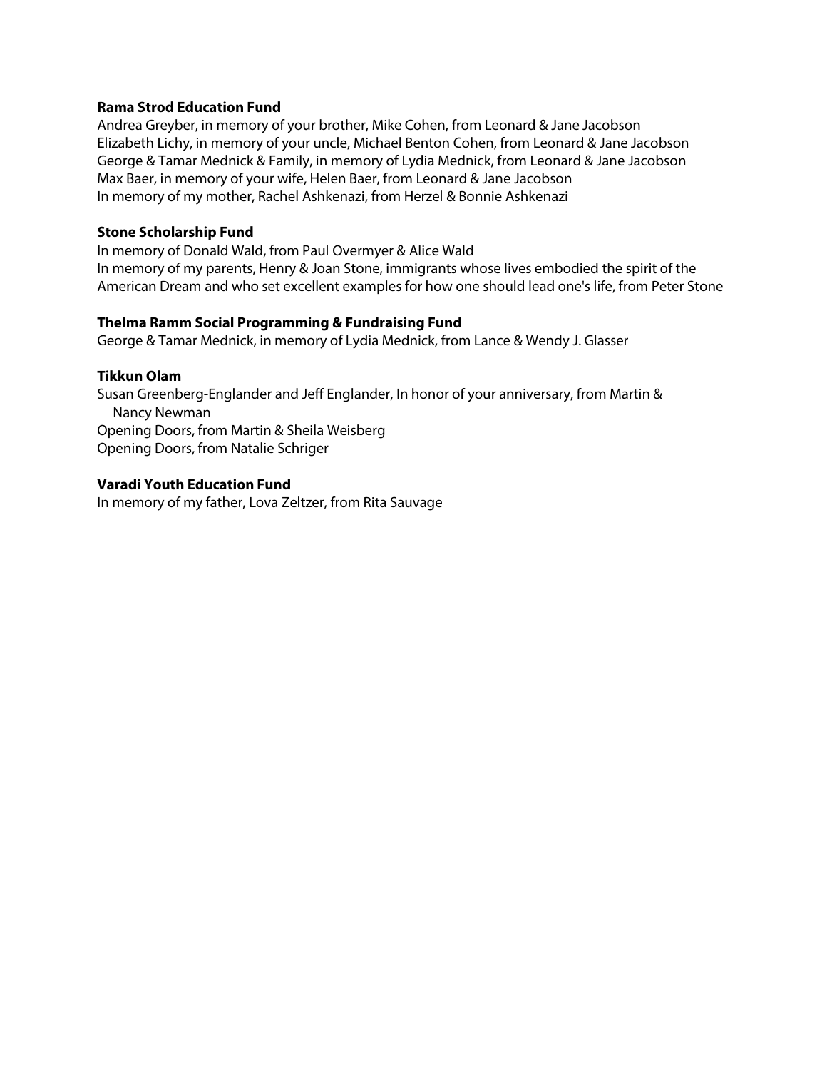**Rama Strod Education Fund**

Andrea Greyber, in memory of your brother, Mike Cohen, from Leonard & Jane Jacobson
Elizabeth Lichy, in memory of your uncle, Michael Benton Cohen, from Leonard & Jane Jacobson
George & Tamar Mednick & Family, in memory of Lydia Mednick, from Leonard & Jane Jacobson
Max Baer, in memory of your wife, Helen Baer, from Leonard & Jane Jacobson
In memory of my mother, Rachel Ashkenazi, from Herzel & Bonnie Ashkenazi

**Stone Scholarship Fund**

In memory of Donald Wald, from Paul Overmyer & Alice Wald
In memory of my parents, Henry & Joan Stone, immigrants whose lives embodied the spirit of the American Dream and who set excellent examples for how one should lead one's life, from Peter Stone

**Thelma Ramm Social Programming & Fundraising Fund**

George & Tamar Mednick, in memory of Lydia Mednick, from Lance & Wendy J. Glasser

**Tikkun Olam**

Susan Greenberg-Englander and Jeff Englander, In honor of your anniversary, from Martin & Nancy Newman
Opening Doors, from Martin & Sheila Weisberg
Opening Doors, from Natalie Schriger

**Varadi Youth Education Fund**

In memory of my father, Lova Zeltzer, from Rita Sauvage